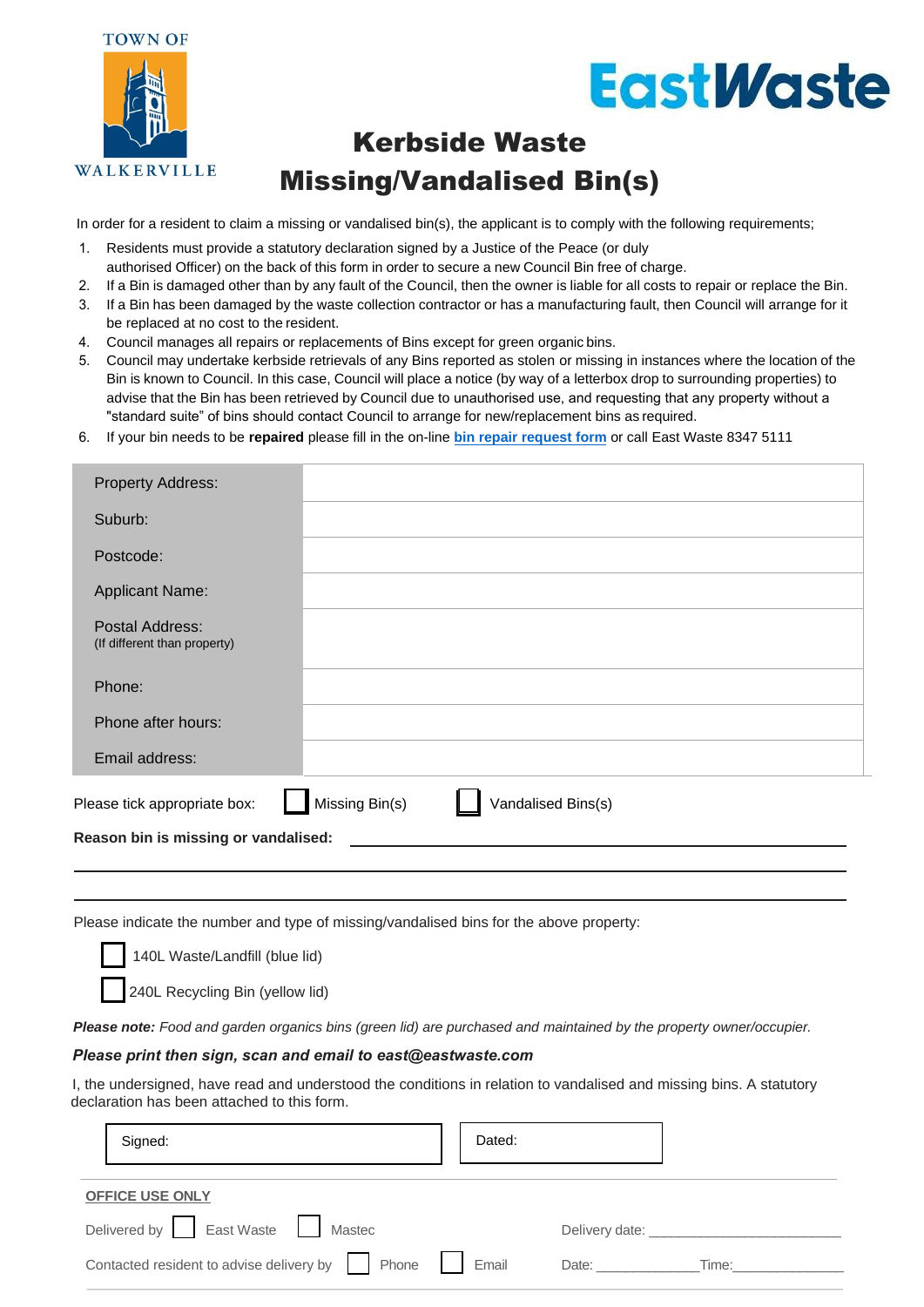TOWN OF WALKERVILLE

EastWaste

# Kerbside Waste Missing/Vandalised Bin(s)

In order for a resident to claim a missing or vandalised bin(s), the applicant is to comply with the following requirements;

1. Residents must provide a statutory declaration signed by a Justice of the Peace (or duly authorised Officer) on the back of this form in order to secure a new Council Bin free of charge.
2. If a Bin is damaged other than by any fault of the Council, then the owner is liable for all costs to repair or replace the Bin.
3. If a Bin has been damaged by the waste collection contractor or has a manufacturing fault, then Council will arrange for it to be replaced at no cost to the resident.
4. Council manages all repairs or replacements of Bins except for green organic bins.
5. Council may undertake kerbside retrievals of any Bins reported as stolen or missing in instances where the location of the Bin is known to Council. In this case, Council will place a notice (by way of a letterbox drop to surrounding properties) to advise that the Bin has been retrieved by Council due to unauthorised use, and requesting that any property without a "standard suite" of bins should contact Council to arrange for new/replacement bins as required.
6. If your bin needs to be **repaired** please fill in the on-line **bin repair request form** or call East Waste 8347 5111

| | |
|---|---|
| Property Address: | |
| Suburb: | |
| Postcode: | |
| Applicant Name: | |
| Postal Address: (If different than property) | |
| Phone: | |
| Phone after hours: | |
| Email address: | |

Please tick appropriate box: ☐ Missing Bin(s) ☐ Vandalised Bins(s)

**Reason bin is missing or vandalised:** \_\_\_\_\_\_\_\_\_\_\_\_\_\_\_\_\_\_\_\_\_\_\_\_\_\_\_\_\_\_\_\_\_\_\_\_\_\_\_\_

\_\_\_\_\_\_\_\_\_\_\_\_\_\_\_\_\_\_\_\_\_\_\_\_\_\_\_\_\_\_\_\_\_\_\_\_\_\_\_\_\_\_\_\_\_\_\_\_\_\_\_\_\_\_\_\_\_\_\_\_\_\_\_\_

\_\_\_\_\_\_\_\_\_\_\_\_\_\_\_\_\_\_\_\_\_\_\_\_\_\_\_\_\_\_\_\_\_\_\_\_\_\_\_\_\_\_\_\_\_\_\_\_\_\_\_\_\_\_\_\_\_\_\_\_\_\_\_\_

Please indicate the number and type of missing/vandalised bins for the above property:

☐ 140L Waste/Landfill (blue lid)

☐ 240L Recycling Bin (yellow lid)

***Please note:*** *Food and garden organics bins (green lid) are purchased and maintained by the property owner/occupier.*

***Please print then sign, scan and email to east@eastwaste.com***

I, the undersigned, have read and understood the conditions in relation to vandalised and missing bins. A statutory declaration has been attached to this form.

| Signed: | Dated: |
|---|---|

**OFFICE USE ONLY**

Delivered by ☐ East Waste ☐ Mastec Delivery date: \_\_\_\_\_\_\_\_\_\_\_\_\_\_\_\_\_\_\_\_\_\_\_\_

Contacted resident to advise delivery by ☐ Phone ☐ Email Date: \_\_\_\_\_\_\_\_\_\_\_\_\_ Time: \_\_\_\_\_\_\_\_\_\_\_\_\_\_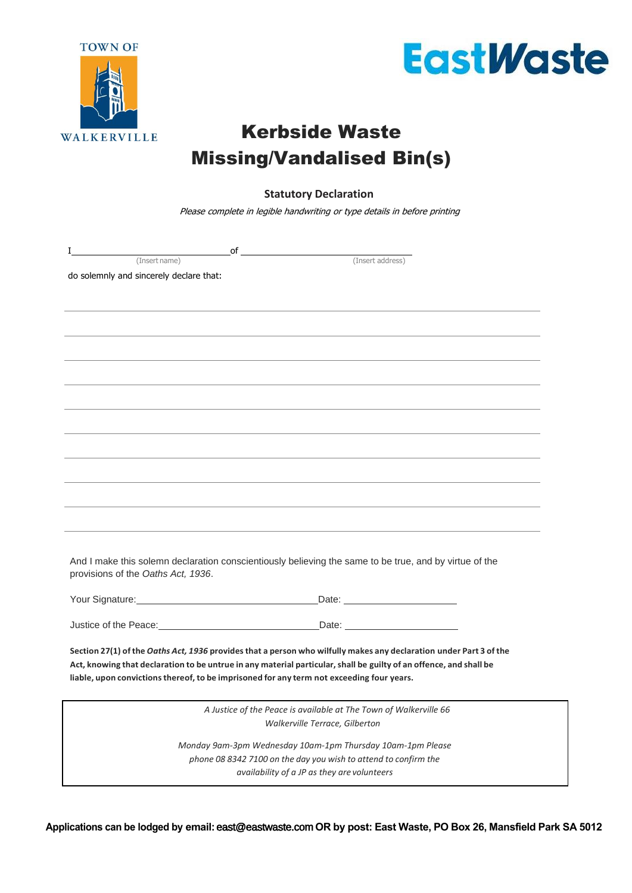TOWN OF WALKERVILLE

EastWaste

# Kerbside Waste Missing/Vandalised Bin(s)

## Statutory Declaration

*Please complete in legible handwriting or type details in before printing*

I ______________________________ of ______________________________
(Insert name) (Insert address)

do solemnly and sincerely declare that:

______________________________________________________________________

______________________________________________________________________

______________________________________________________________________

______________________________________________________________________

______________________________________________________________________

______________________________________________________________________

______________________________________________________________________

______________________________________________________________________

______________________________________________________________________

And I make this solemn declaration conscientiously believing the same to be true, and by virtue of the provisions of the *Oaths Act, 1936*.

Your Signature: ______________________________ Date: ____________________

Justice of the Peace: ______________________________ Date: ____________________

**Section 27(1) of the *Oaths Act, 1936* provides that a person who wilfully makes any declaration under Part 3 of the Act, knowing that declaration to be untrue in any material particular, shall be guilty of an offence, and shall be liable, upon convictions thereof, to be imprisoned for any term not exceeding four years.**

*A Justice of the Peace is available at The Town of Walkerville 66 Walkerville Terrace, Gilberton*

*Monday 9am-3pm Wednesday 10am-1pm Thursday 10am-1pm Please phone 08 8342 7100 on the day you wish to attend to confirm the availability of a JP as they are volunteers*

**Applications can be lodged by email: east@eastwaste.com OR by post: East Waste, PO Box 26, Mansfield Park SA 5012**